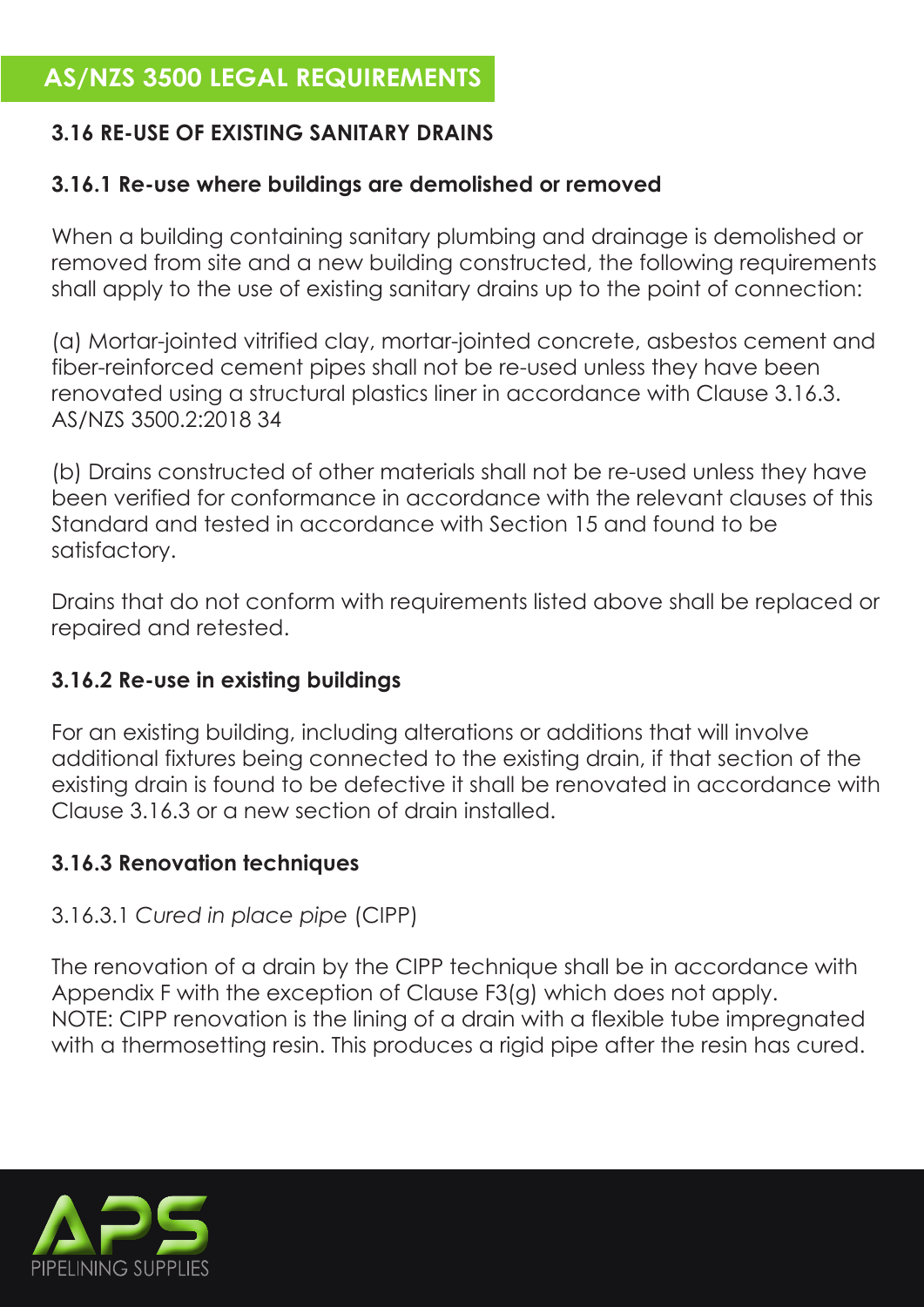# AS/NZS 3500 LEGAL REQUIREMENTS

## 3.16 RE-USE OF EXISTING SANITARY DRAINS

### 3.16.1 Re-use where buildings are demolished or removed

When a building containing sanitary plumbing and drainage is demolished or removed from site and a new building constructed, the following requirements shall apply to the use of existing sanitary drains up to the point of connection:

(a) Mortar-jointed vitrified clay, mortar-jointed concrete, asbestos cement and fiber-reinforced cement pipes shall not be re-used unless they have been renovated using a structural plastics liner in accordance with Clause 3.16.3. AS/NZS 3500.2:2018 34

(b) Drains constructed of other materials shall not be re-used unless they have been verified for conformance in accordance with the relevant clauses of this Standard and tested in accordance with Section 15 and found to be satisfactory.

Drains that do not conform with requirements listed above shall be replaced or repaired and retested.

### 3.16.2 Re-use in existing buildings

For an existing building, including alterations or additions that will involve additional fixtures being connected to the existing drain, if that section of the existing drain is found to be defective it shall be renovated in accordance with Clause 3.16.3 or a new section of drain installed.

### 3.16.3 Renovation techniques

3.16.3.1 *Cured in place pipe* (CIPP)

The renovation of a drain by the CIPP technique shall be in accordance with Appendix F with the exception of Clause F3(g) which does not apply.
NOTE: CIPP renovation is the lining of a drain with a flexible tube impregnated with a thermosetting resin. This produces a rigid pipe after the resin has cured.

APS PIPELINING SUPPLIES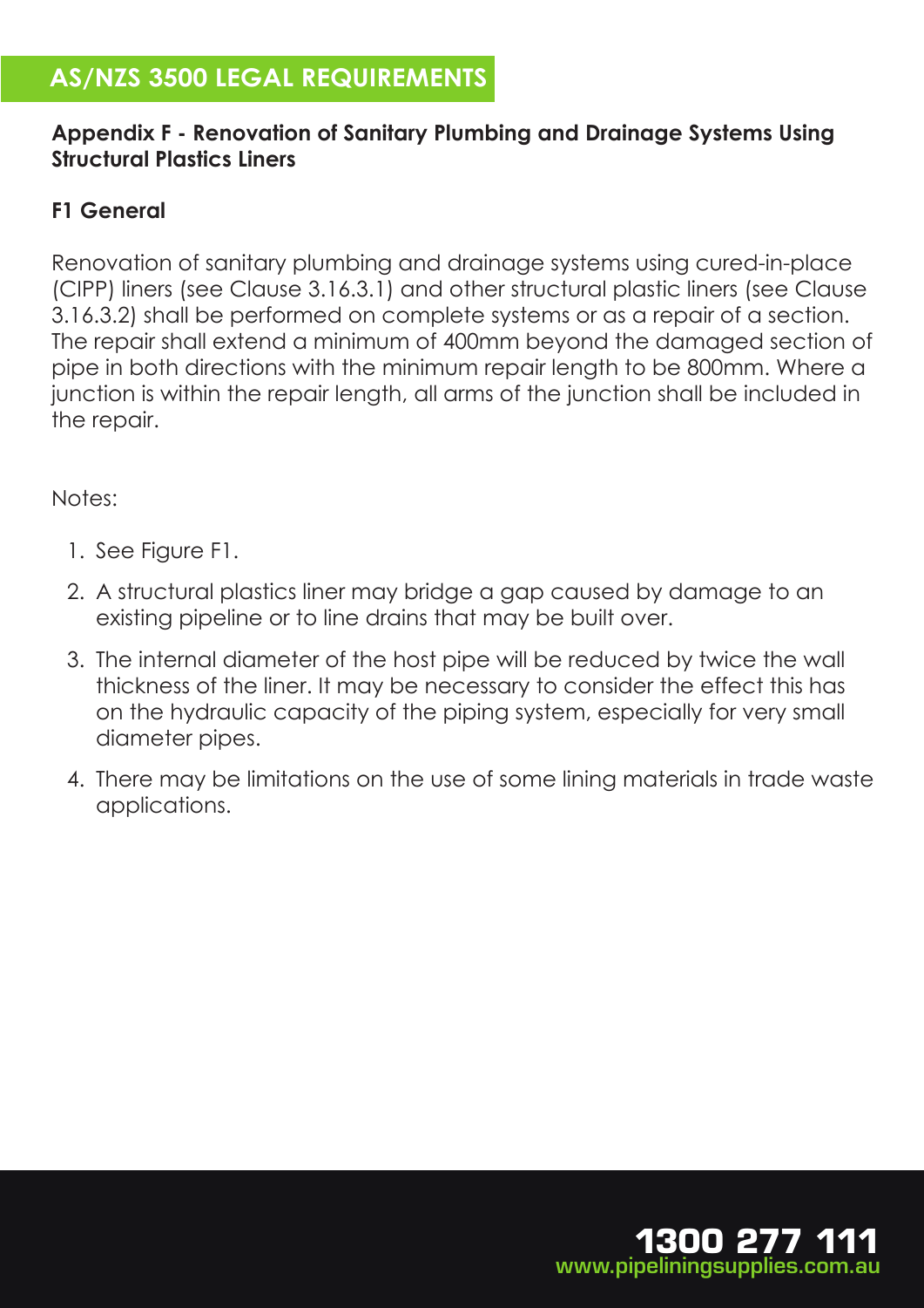# AS/NZS 3500 LEGAL REQUIREMENTS

**Appendix F - Renovation of Sanitary Plumbing and Drainage Systems Using Structural Plastics Liners**

**F1 General**

Renovation of sanitary plumbing and drainage systems using cured-in-place (CIPP) liners (see Clause 3.16.3.1) and other structural plastic liners (see Clause 3.16.3.2) shall be performed on complete systems or as a repair of a section. The repair shall extend a minimum of 400mm beyond the damaged section of pipe in both directions with the minimum repair length to be 800mm. Where a junction is within the repair length, all arms of the junction shall be included in the repair.

Notes:

1. See Figure F1.
2. A structural plastics liner may bridge a gap caused by damage to an existing pipeline or to line drains that may be built over.
3. The internal diameter of the host pipe will be reduced by twice the wall thickness of the liner. It may be necessary to consider the effect this has on the hydraulic capacity of the piping system, especially for very small diameter pipes.
4. There may be limitations on the use of some lining materials in trade waste applications.

**1300 277 111**
www.pipeliningsupplies.com.au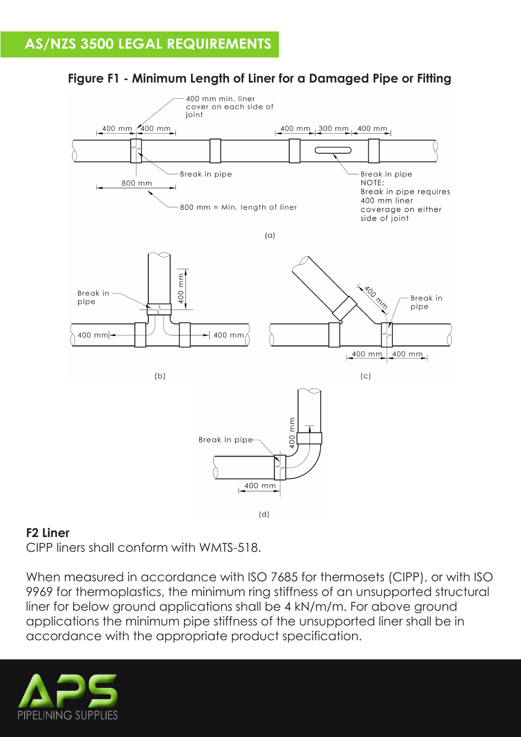## AS/NZS 3500 LEGAL REQUIREMENTS

**Figure F1 - Minimum Length of Liner for a Damaged Pipe or Fitting**

**F2 Liner**

CIPP liners shall conform with WMTS-518.

When measured in accordance with ISO 7685 for thermosets (CIPP), or with ISO 9969 for thermoplastics, the minimum ring stiffness of an unsupported structural liner for below ground applications shall be 4 kN/m/m. For above ground applications the minimum pipe stiffness of the unsupported liner shall be in accordance with the appropriate product specification.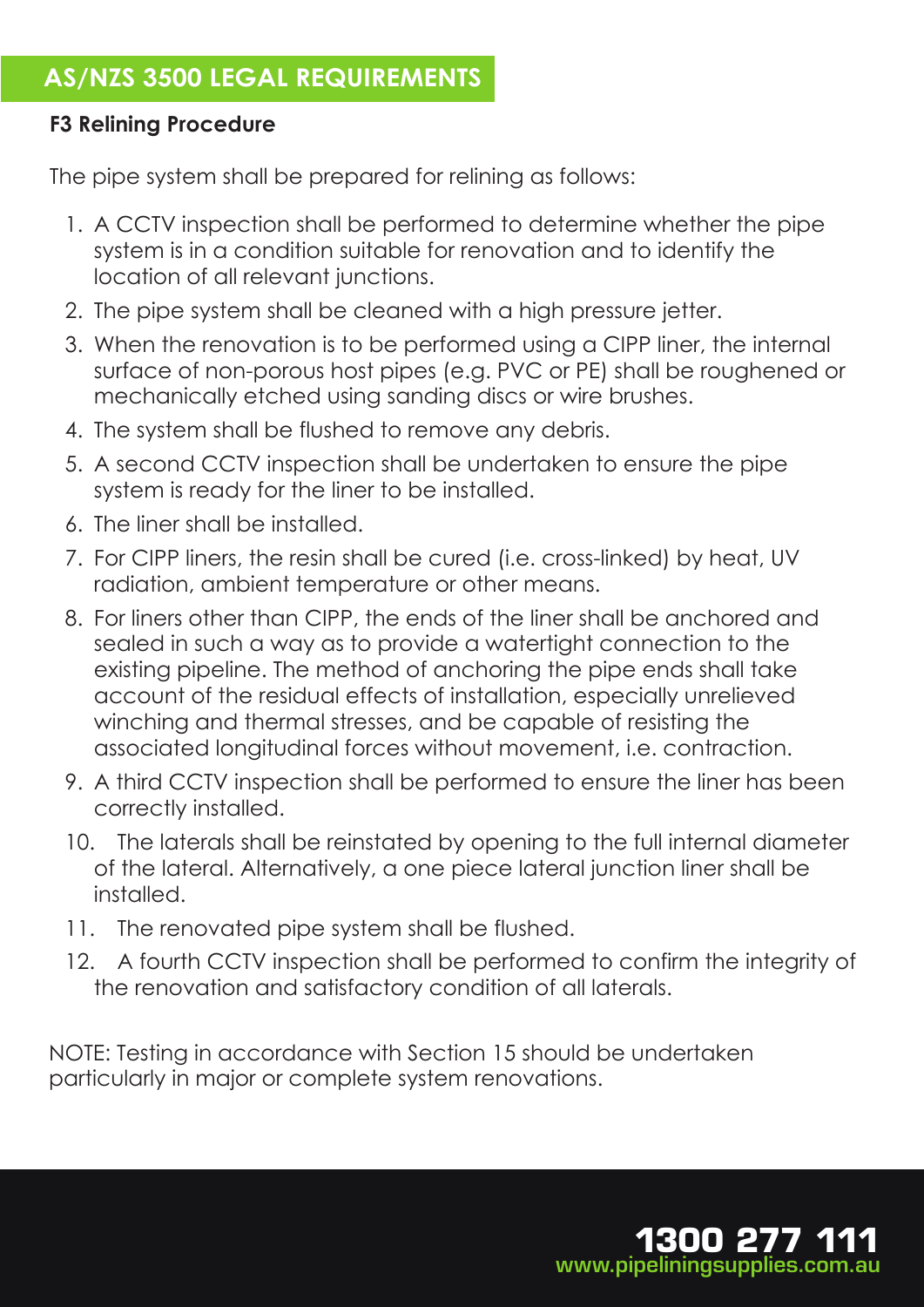## AS/NZS 3500 LEGAL REQUIREMENTS

**F3 Relining Procedure**

The pipe system shall be prepared for relining as follows:

1. A CCTV inspection shall be performed to determine whether the pipe system is in a condition suitable for renovation and to identify the location of all relevant junctions.
2. The pipe system shall be cleaned with a high pressure jetter.
3. When the renovation is to be performed using a CIPP liner, the internal surface of non-porous host pipes (e.g. PVC or PE) shall be roughened or mechanically etched using sanding discs or wire brushes.
4. The system shall be flushed to remove any debris.
5. A second CCTV inspection shall be undertaken to ensure the pipe system is ready for the liner to be installed.
6. The liner shall be installed.
7. For CIPP liners, the resin shall be cured (i.e. cross-linked) by heat, UV radiation, ambient temperature or other means.
8. For liners other than CIPP, the ends of the liner shall be anchored and sealed in such a way as to provide a watertight connection to the existing pipeline. The method of anchoring the pipe ends shall take account of the residual effects of installation, especially unrelieved winching and thermal stresses, and be capable of resisting the associated longitudinal forces without movement, i.e. contraction.
9. A third CCTV inspection shall be performed to ensure the liner has been correctly installed.
10. The laterals shall be reinstated by opening to the full internal diameter of the lateral. Alternatively, a one piece lateral junction liner shall be installed.
11. The renovated pipe system shall be flushed.
12. A fourth CCTV inspection shall be performed to confirm the integrity of the renovation and satisfactory condition of all laterals.

NOTE: Testing in accordance with Section 15 should be undertaken particularly in major or complete system renovations.

**1300 277 111**
www.pipeliningsupplies.com.au